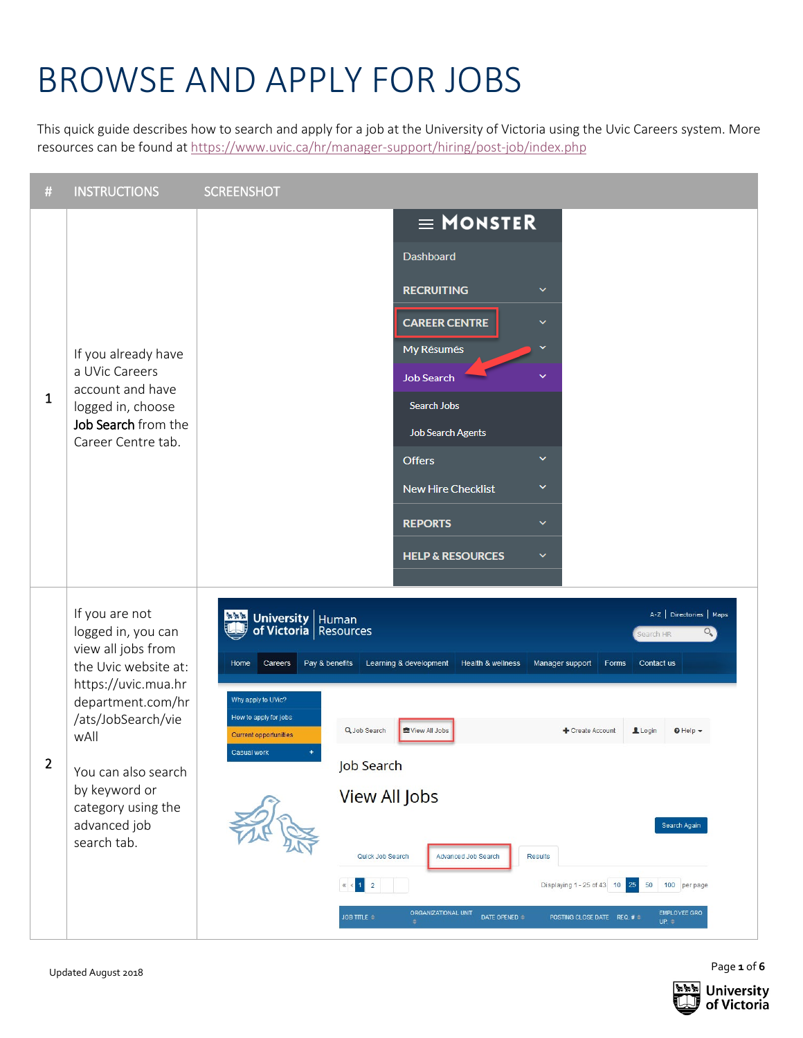# BROWSE AND APPLY FOR JOBS

This quick guide describes how to search and apply for a job at the University of Victoria using the Uvic Careers system. More resources can be found at https://www.uvic.ca/hr/manager-support/hiring/post-job/index.php

| # | INSTRUCTIONS | SCREENSHOT |
|---|---|---|
| 1 | If you already have a UVic Careers account and have logged in, choose **Job Search** from the Career Centre tab. | |
| 2 | If you are not logged in, you can view all jobs from the Uvic website at: https://uvic.mua.hrdepartment.com/hr/ats/JobSearch/viewAll<br><br>You can also search by keyword or category using the advanced job search tab. | |

Updated August 2018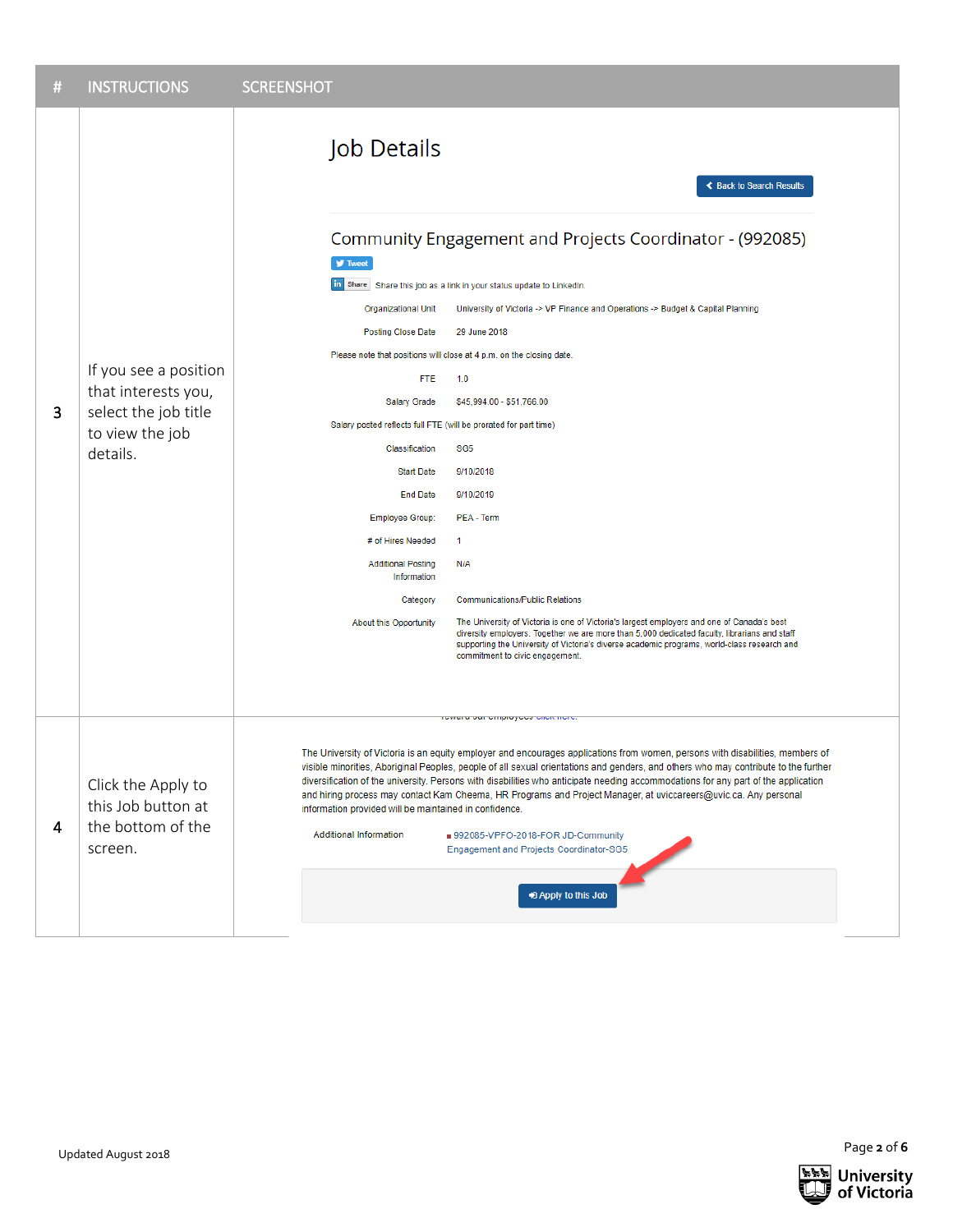| # | INSTRUCTIONS | SCREENSHOT |
|---|---|---|
| 3 | If you see a position that interests you, select the job title to view the job details. | Job Details<br><br>Back to Search Results<br><br>Community Engagement and Projects Coordinator - (992085)<br><br>Tweet<br><br>Share Share this job as a link in your status update to LinkedIn.<br><br>Organizational Unit: University of Victoria -> VP Finance and Operations -> Budget & Capital Planning<br><br>Posting Close Date: 29 June 2018<br><br>Please note that positions will close at 4 p.m. on the closing date.<br><br>FTE: 1.0<br><br>Salary Grade: $45,994.00 - $51,766.00<br><br>Salary posted reflects full FTE (will be prorated for part time)<br><br>Classification: SG5<br><br>Start Date: 9/10/2018<br><br>End Date: 9/10/2019<br><br>Employee Group: PEA - Term<br><br># of Hires Needed: 1<br><br>Additional Posting Information: N/A<br><br>Category: Communications/Public Relations<br><br>About this Opportunity: The University of Victoria is one of Victoria's largest employers and one of Canada's best diversity employers. Together we are more than 5,000 dedicated faculty, librarians and staff supporting the University of Victoria's diverse academic programs, world-class research and commitment to civic engagement. |
| 4 | Click the Apply to this Job button at the bottom of the screen. | The University of Victoria is an equity employer and encourages applications from women, persons with disabilities, members of visible minorities, Aboriginal Peoples, people of all sexual orientations and genders, and others who may contribute to the further diversification of the university. Persons with disabilities who anticipate needing accommodations for any part of the application and hiring process may contact Kam Cheema, HR Programs and Project Manager, at uviccareers@uvic.ca. Any personal information provided will be maintained in confidence.<br><br>Additional Information: 992085-VPFO-2018-FOR JD-Community Engagement and Projects Coordinator-SG5<br><br>Apply to this Job |

Updated August 2018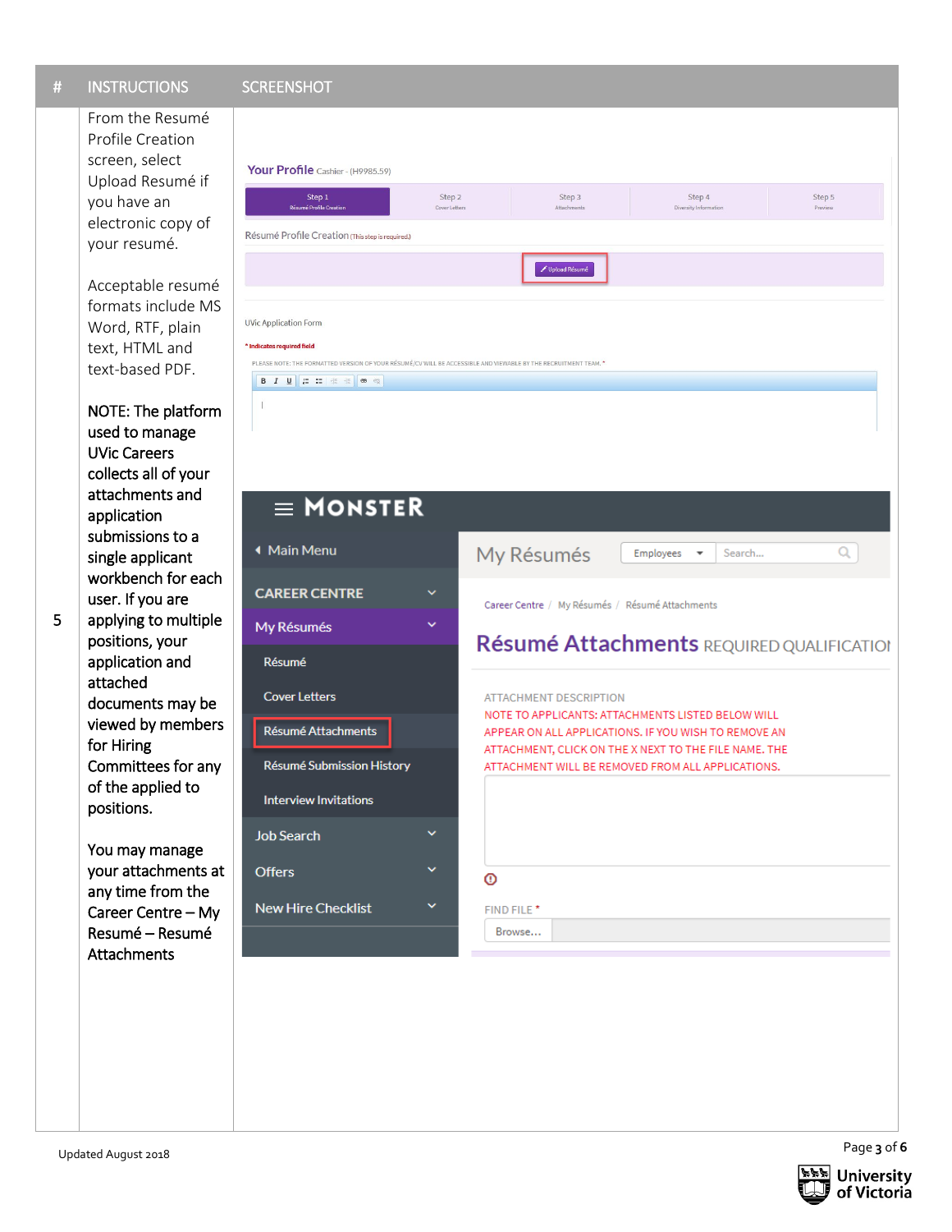| # | INSTRUCTIONS | SCREENSHOT |
| --- | --- | --- |
| 5 | From the Resumé Profile Creation screen, select Upload Resumé if you have an electronic copy of your resumé.<br><br>Acceptable resumé formats include MS Word, RTF, plain text, HTML and text-based PDF.<br><br>NOTE: The platform used to manage UVic Careers collects all of your attachments and application submissions to a single applicant workbench for each user. If you are applying to multiple positions, your application and attached documents may be viewed by members for Hiring Committees for any of the applied to positions.<br><br>You may manage your attachments at any time from the Career Centre – My Resumé – Resumé Attachments | |

Updated August 2018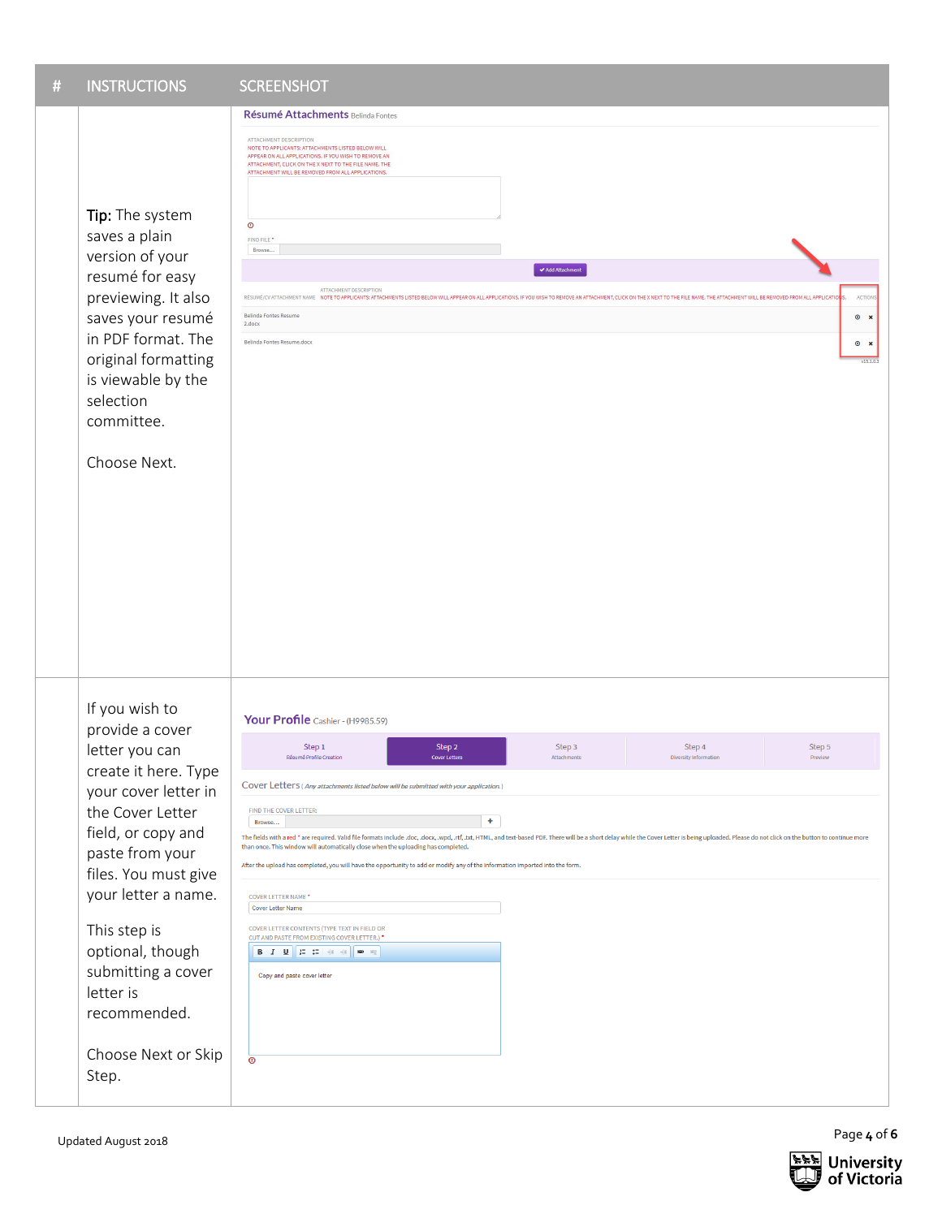| # | INSTRUCTIONS | SCREENSHOT |
| --- | --- | --- |
| | **Tip:** The system saves a plain version of your resumé for easy previewing. It also saves your resumé in PDF format. The original formatting is viewable by the selection committee.<br><br>Choose Next. | |
| | If you wish to provide a cover letter you can create it here. Type your cover letter in the Cover Letter field, or copy and paste from your files. You must give your letter a name.<br><br>This step is optional, though submitting a cover letter is recommended.<br><br>Choose Next or Skip Step. | |

Updated August 2018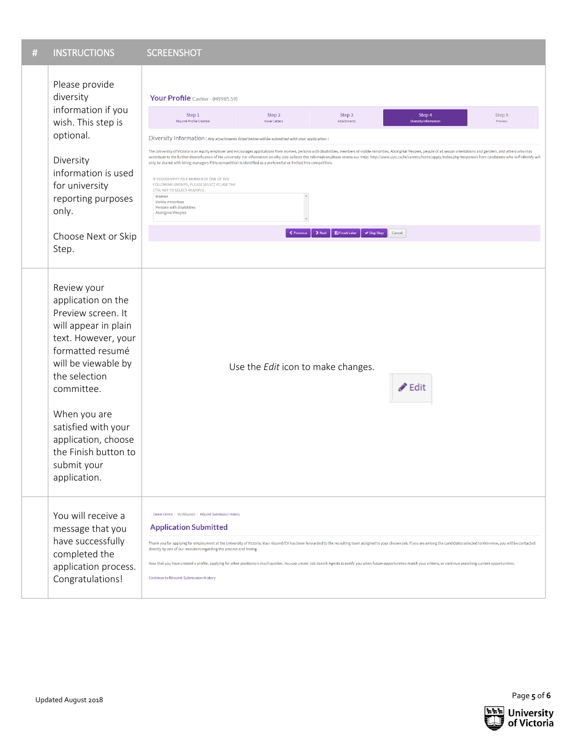| # | INSTRUCTIONS | SCREENSHOT |
|---|---|---|
| | Please provide diversity information if you wish. This step is optional.<br><br>Diversity information is used for university reporting purposes only.<br><br>Choose Next or Skip Step. | **Your Profile** Cashier - (H9985.59)<br><br>Step 1 Résumé Profile Creation / Step 2 Cover Letters / Step 3 Attachments / Step 4 Diversity Information / Step 5 Preview<br><br>Diversity Information ( *Any attachments listed below will be submitted with your application.* )<br><br>The University of Victoria is an equity employer and encourages applications from women, persons with disabilities, members of visible minorities, Aboriginal Peoples, people of all sexual orientations and genders, and others who may contribute to the further diversification of the university. For information on why UVic collects this information please review our FAQs: http://www.uvic.ca/hr/careers/home/apply/index.php Responses from candidates who self-identify will only be shared with hiring managers if the competition is identified as a preferential or limited hire competition.<br><br>IF YOU IDENTIFY AS A MEMBER OF ONE OF THE FOLLOWING GROUPS, PLEASE SELECT IT; USE THE CTRL KEY TO SELECT MULTIPLE.<br>Women<br>Visible minorities<br>Persons with disabilities<br>Aboriginal Peoples<br><br>Previous / Next / Finish Later / Skip Step / Cancel |
| | Review your application on the Preview screen. It will appear in plain text. However, your formatted resumé will be viewable by the selection committee.<br><br>When you are satisfied with your application, choose the Finish button to submit your application. | Use the *Edit* icon to make changes.<br><br>Edit |
| | You will receive a message that you have successfully completed the application process. Congratulations! | Career Centre / My Résumés / Résumé Submission History<br><br>**Application Submitted**<br><br>Thank you for applying for employment at the University of Victoria. Your résumé/CV has been forwarded to the recruiting team assigned to your chosen job. If you are among the candidates selected to interview, you will be contacted directly by one of our recruiters regarding the process and timing.<br><br>Now that you have created a profile, applying for other positions is much quicker. You can create Job Search Agents to notify you when future opportunities match your criteria, or continue searching current opportunities.<br><br>Continue to Résumé Submission History |

Updated August 2018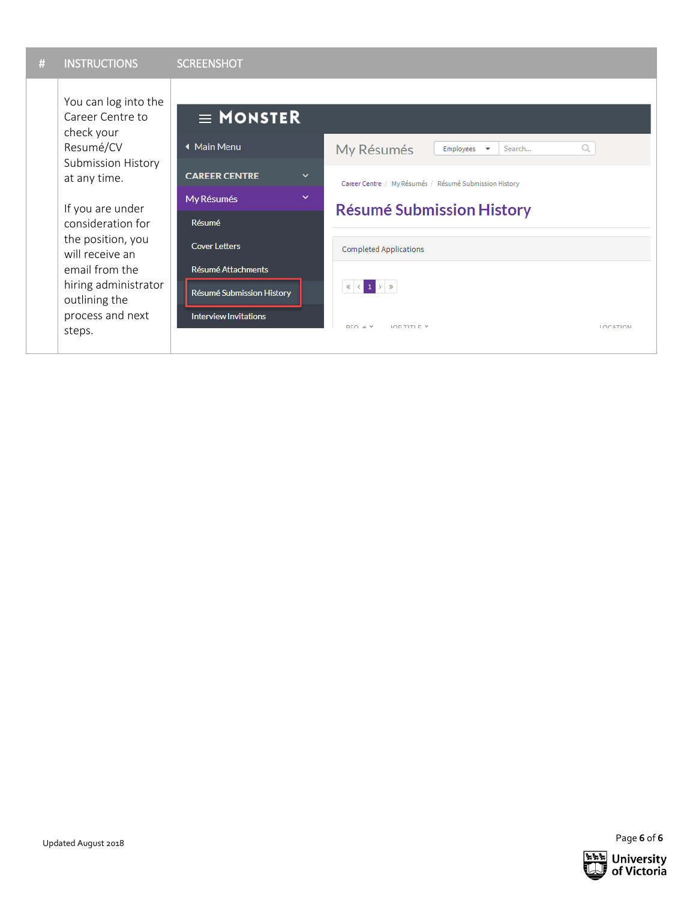| # | INSTRUCTIONS | SCREENSHOT |
|---|---|---|
| | You can log into the Career Centre to check your Resumé/CV Submission History at any time.<br><br>If you are under consideration for the position, you will receive an email from the hiring administrator outlining the process and next steps. | |

Updated August 2018